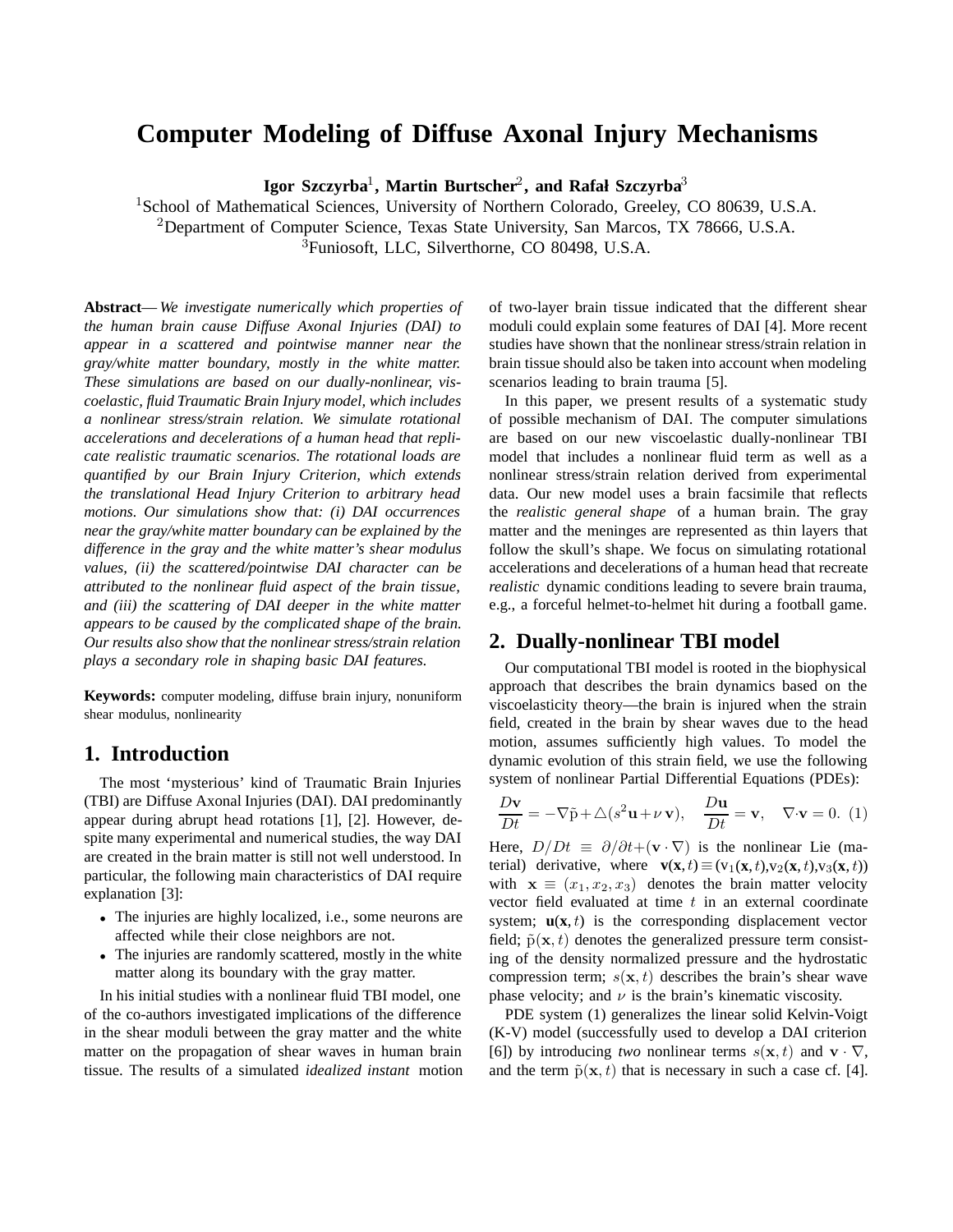# Computer Modeling of Diffuse Axonal Injury Mechanisms

**Igor Szczyrba[1], Martin Burtscher[2], and Rafał Szczyrba[3]**

[1]School of Mathematical Sciences, University of Northern Colorado, Greeley, CO 80639, U.S.A.
[2]Department of Computer Science, Texas State University, San Marcos, TX 78666, U.S.A.
[3]Funiosoft, LLC, Silverthorne, CO 80498, U.S.A.

**Abstract**— *We investigate numerically which properties of the human brain cause Diffuse Axonal Injuries (DAI) to appear in a scattered and pointwise manner near the gray/white matter boundary, mostly in the white matter. These simulations are based on our dually-nonlinear, viscoelastic, fluid Traumatic Brain Injury model, which includes a nonlinear stress/strain relation. We simulate rotational accelerations and decelerations of a human head that replicate realistic traumatic scenarios. The rotational loads are quantified by our Brain Injury Criterion, which extends the translational Head Injury Criterion to arbitrary head motions. Our simulations show that: (i) DAI occurrences near the gray/white matter boundary can be explained by the difference in the gray and the white matter's shear modulus values, (ii) the scattered/pointwise DAI character can be attributed to the nonlinear fluid aspect of the brain tissue, and (iii) the scattering of DAI deeper in the white matter appears to be caused by the complicated shape of the brain. Our results also show that the nonlinear stress/strain relation plays a secondary role in shaping basic DAI features.*

**Keywords:** computer modeling, diffuse brain injury, nonuniform shear modulus, nonlinearity

## 1. Introduction

The most 'mysterious' kind of Traumatic Brain Injuries (TBI) are Diffuse Axonal Injuries (DAI). DAI predominantly appear during abrupt head rotations [1], [2]. However, despite many experimental and numerical studies, the way DAI are created in the brain matter is still not well understood. In particular, the following main characteristics of DAI require explanation [3]:

- The injuries are highly localized, i.e., some neurons are affected while their close neighbors are not.
- The injuries are randomly scattered, mostly in the white matter along its boundary with the gray matter.

In his initial studies with a nonlinear fluid TBI model, one of the co-authors investigated implications of the difference in the shear moduli between the gray matter and the white matter on the propagation of shear waves in human brain tissue. The results of a simulated *idealized instant* motion of two-layer brain tissue indicated that the different shear moduli could explain some features of DAI [4]. More recent studies have shown that the nonlinear stress/strain relation in brain tissue should also be taken into account when modeling scenarios leading to brain trauma [5].

In this paper, we present results of a systematic study of possible mechanism of DAI. The computer simulations are based on our new viscoelastic dually-nonlinear TBI model that includes a nonlinear fluid term as well as a nonlinear stress/strain relation derived from experimental data. Our new model uses a brain facsimile that reflects the *realistic general shape* of a human brain. The gray matter and the meninges are represented as thin layers that follow the skull's shape. We focus on simulating rotational accelerations and decelerations of a human head that recreate *realistic* dynamic conditions leading to severe brain trauma, e.g., a forceful helmet-to-helmet hit during a football game.

## 2. Dually-nonlinear TBI model

Our computational TBI model is rooted in the biophysical approach that describes the brain dynamics based on the viscoelasticity theory—the brain is injured when the strain field, created in the brain by shear waves due to the head motion, assumes sufficiently high values. To model the dynamic evolution of this strain field, we use the following system of nonlinear Partial Differential Equations (PDEs):

$$\frac{D\mathbf{v}}{Dt} = -\nabla\tilde{\mathrm{p}} + \triangle(s^2\mathbf{u} + \nu\,\mathbf{v}), \quad \frac{D\mathbf{u}}{Dt} = \mathbf{v}, \quad \nabla\cdot\mathbf{v} = 0. \quad (1)$$

Here, $D/Dt \equiv \partial/\partial t + (\mathbf{v}\cdot\nabla)$ is the nonlinear Lie (material) derivative, where $\mathbf{v}(\mathbf{x},t) \equiv (\mathrm{v}_1(\mathbf{x},t), \mathrm{v}_2(\mathbf{x},t), \mathrm{v}_3(\mathbf{x},t))$ with $\mathbf{x} \equiv (x_1, x_2, x_3)$ denotes the brain matter velocity vector field evaluated at time $t$ in an external coordinate system; $\mathbf{u}(\mathbf{x},t)$ is the corresponding displacement vector field; $\tilde{\mathrm{p}}(\mathbf{x},t)$ denotes the generalized pressure term consisting of the density normalized pressure and the hydrostatic compression term; $s(\mathbf{x},t)$ describes the brain's shear wave phase velocity; and $\nu$ is the brain's kinematic viscosity.

PDE system (1) generalizes the linear solid Kelvin-Voigt (K-V) model (successfully used to develop a DAI criterion [6]) by introducing *two* nonlinear terms $s(\mathbf{x},t)$ and $\mathbf{v}\cdot\nabla$, and the term $\tilde{\mathrm{p}}(\mathbf{x},t)$ that is necessary in such a case cf. [4].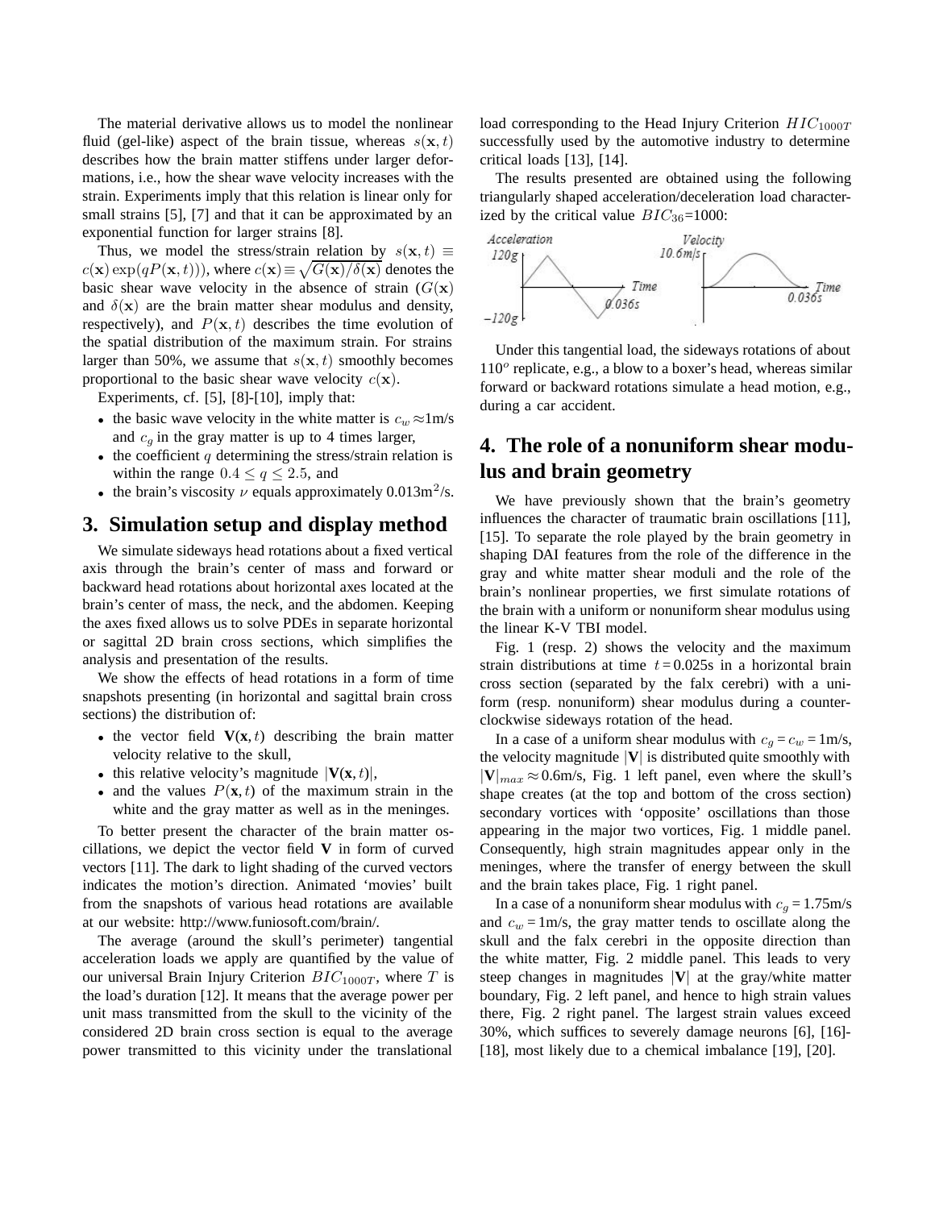The material derivative allows us to model the nonlinear fluid (gel-like) aspect of the brain tissue, whereas $s(\mathbf{x}, t)$ describes how the brain matter stiffens under larger deformations, i.e., how the shear wave velocity increases with the strain. Experiments imply that this relation is linear only for small strains [5], [7] and that it can be approximated by an exponential function for larger strains [8].

Thus, we model the stress/strain relation by $s(\mathbf{x}, t) \equiv c(\mathbf{x}) \exp(qP(\mathbf{x}, t)))$, where $c(\mathbf{x}) \equiv \sqrt{G(\mathbf{x})/\delta(\mathbf{x})}$ denotes the basic shear wave velocity in the absence of strain ($G(\mathbf{x})$ and $\delta(\mathbf{x})$ are the brain matter shear modulus and density, respectively), and $P(\mathbf{x}, t)$ describes the time evolution of the spatial distribution of the maximum strain. For strains larger than 50%, we assume that $s(\mathbf{x}, t)$ smoothly becomes proportional to the basic shear wave velocity $c(\mathbf{x})$.

Experiments, cf. [5], [8]-[10], imply that:

- the basic wave velocity in the white matter is $c_w \approx$1m/s and $c_g$ in the gray matter is up to 4 times larger,
- the coefficient $q$ determining the stress/strain relation is within the range $0.4 \leq q \leq 2.5$, and
- the brain's viscosity $\nu$ equals approximately 0.013m$^2$/s.

## 3. Simulation setup and display method

We simulate sideways head rotations about a fixed vertical axis through the brain's center of mass and forward or backward head rotations about horizontal axes located at the brain's center of mass, the neck, and the abdomen. Keeping the axes fixed allows us to solve PDEs in separate horizontal or sagittal 2D brain cross sections, which simplifies the analysis and presentation of the results.

We show the effects of head rotations in a form of time snapshots presenting (in horizontal and sagittal brain cross sections) the distribution of:

- the vector field $\mathbf{V}(\mathbf{x}, t)$ describing the brain matter velocity relative to the skull,
- this relative velocity's magnitude $|\mathbf{V}(\mathbf{x}, t)|$,
- and the values $P(\mathbf{x}, t)$ of the maximum strain in the white and the gray matter as well as in the meninges.

To better present the character of the brain matter oscillations, we depict the vector field $\mathbf{V}$ in form of curved vectors [11]. The dark to light shading of the curved vectors indicates the motion's direction. Animated 'movies' built from the snapshots of various head rotations are available at our website: http://www.funiosoft.com/brain/.

The average (around the skull's perimeter) tangential acceleration loads we apply are quantified by the value of our universal Brain Injury Criterion $BIC_{1000T}$, where $T$ is the load's duration [12]. It means that the average power per unit mass transmitted from the skull to the vicinity of the considered 2D brain cross section is equal to the average power transmitted to this vicinity under the translational load corresponding to the Head Injury Criterion $HIC_{1000T}$ successfully used by the automotive industry to determine critical loads [13], [14].

The results presented are obtained using the following triangularly shaped acceleration/deceleration load characterized by the critical value $BIC_{36}$=1000:

Under this tangential load, the sideways rotations of about 110$^o$ replicate, e.g., a blow to a boxer's head, whereas similar forward or backward rotations simulate a head motion, e.g., during a car accident.

## 4. The role of a nonuniform shear modulus and brain geometry

We have previously shown that the brain's geometry influences the character of traumatic brain oscillations [11], [15]. To separate the role played by the brain geometry in shaping DAI features from the role of the difference in the gray and white matter shear moduli and the role of the brain's nonlinear properties, we first simulate rotations of the brain with a uniform or nonuniform shear modulus using the linear K-V TBI model.

Fig. 1 (resp. 2) shows the velocity and the maximum strain distributions at time $t = 0.025$s in a horizontal brain cross section (separated by the falx cerebri) with a uniform (resp. nonuniform) shear modulus during a counter-clockwise sideways rotation of the head.

In a case of a uniform shear modulus with $c_g = c_w = 1$m/s, the velocity magnitude $|\mathbf{V}|$ is distributed quite smoothly with $|\mathbf{V}|_{max} \approx 0.6$m/s, Fig. 1 left panel, even where the skull's shape creates (at the top and bottom of the cross section) secondary vortices with 'opposite' oscillations than those appearing in the major two vortices, Fig. 1 middle panel. Consequently, high strain magnitudes appear only in the meninges, where the transfer of energy between the skull and the brain takes place, Fig. 1 right panel.

In a case of a nonuniform shear modulus with $c_g = 1.75$m/s and $c_w = 1$m/s, the gray matter tends to oscillate along the skull and the falx cerebri in the opposite direction than the white matter, Fig. 2 middle panel. This leads to very steep changes in magnitudes $|\mathbf{V}|$ at the gray/white matter boundary, Fig. 2 left panel, and hence to high strain values there, Fig. 2 right panel. The largest strain values exceed 30%, which suffices to severely damage neurons [6], [16]-[18], most likely due to a chemical imbalance [19], [20].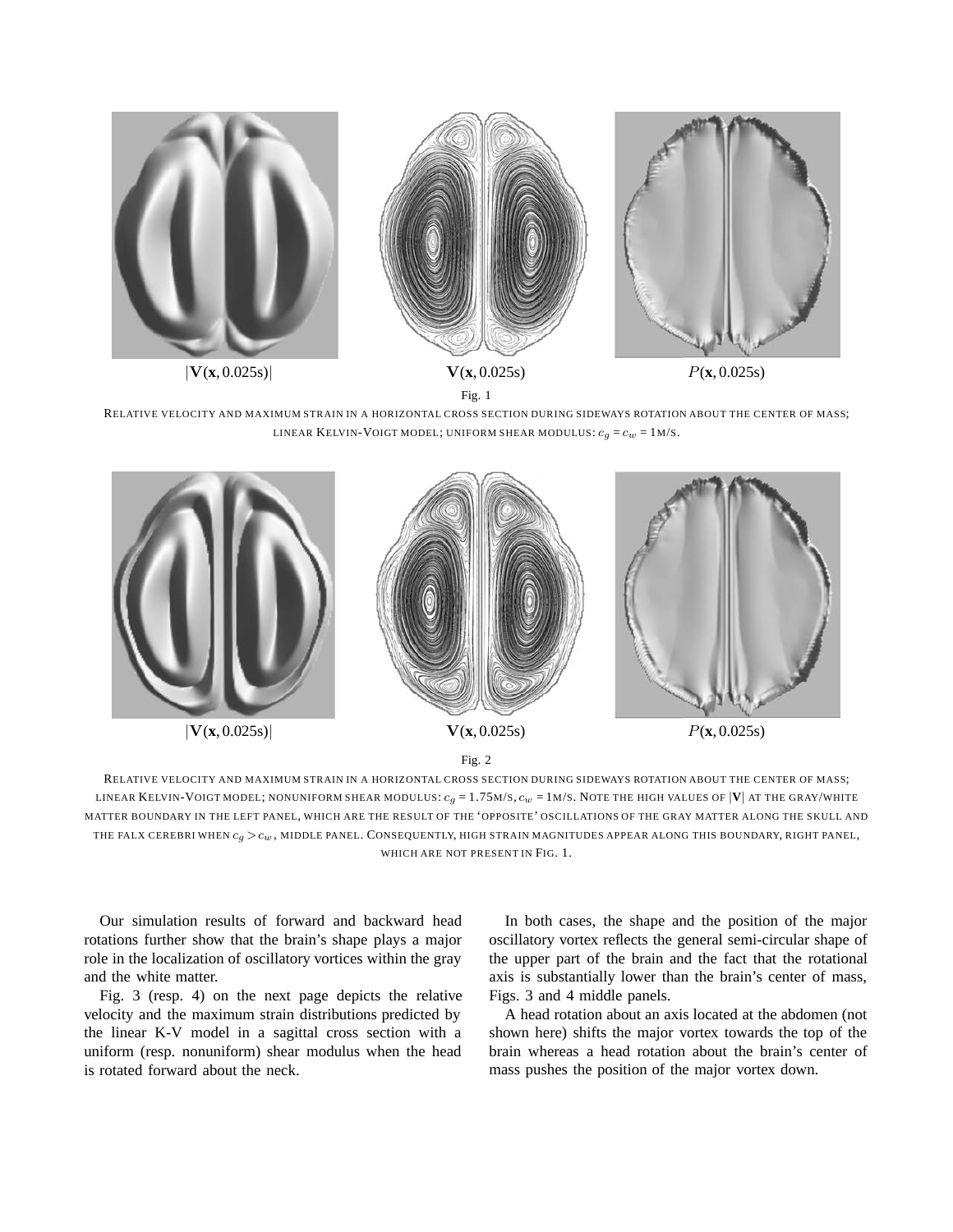$|\mathbf{V}(\mathbf{x}, 0.025\text{s})|$ $\mathbf{V}(\mathbf{x}, 0.025\text{s})$ $P(\mathbf{x}, 0.025\text{s})$

Fig. 1

RELATIVE VELOCITY AND MAXIMUM STRAIN IN A HORIZONTAL CROSS SECTION DURING SIDEWAYS ROTATION ABOUT THE CENTER OF MASS; LINEAR KELVIN-VOIGT MODEL; UNIFORM SHEAR MODULUS: $c_g = c_w = 1$M/S.

$|\mathbf{V}(\mathbf{x}, 0.025\text{s})|$ $\mathbf{V}(\mathbf{x}, 0.025\text{s})$ $P(\mathbf{x}, 0.025\text{s})$

Fig. 2

RELATIVE VELOCITY AND MAXIMUM STRAIN IN A HORIZONTAL CROSS SECTION DURING SIDEWAYS ROTATION ABOUT THE CENTER OF MASS; LINEAR KELVIN-VOIGT MODEL; NONUNIFORM SHEAR MODULUS: $c_g = 1.75$M/S, $c_w = 1$M/S. NOTE THE HIGH VALUES OF $|\mathbf{V}|$ AT THE GRAY/WHITE MATTER BOUNDARY IN THE LEFT PANEL, WHICH ARE THE RESULT OF THE 'OPPOSITE' OSCILLATIONS OF THE GRAY MATTER ALONG THE SKULL AND THE FALX CEREBRI WHEN $c_g > c_w$, MIDDLE PANEL. CONSEQUENTLY, HIGH STRAIN MAGNITUDES APPEAR ALONG THIS BOUNDARY, RIGHT PANEL, WHICH ARE NOT PRESENT IN FIG. 1.

Our simulation results of forward and backward head rotations further show that the brain's shape plays a major role in the localization of oscillatory vortices within the gray and the white matter.

Fig. 3 (resp. 4) on the next page depicts the relative velocity and the maximum strain distributions predicted by the linear K-V model in a sagittal cross section with a uniform (resp. nonuniform) shear modulus when the head is rotated forward about the neck.

In both cases, the shape and the position of the major oscillatory vortex reflects the general semi-circular shape of the upper part of the brain and the fact that the rotational axis is substantially lower than the brain's center of mass, Figs. 3 and 4 middle panels.

A head rotation about an axis located at the abdomen (not shown here) shifts the major vortex towards the top of the brain whereas a head rotation about the brain's center of mass pushes the position of the major vortex down.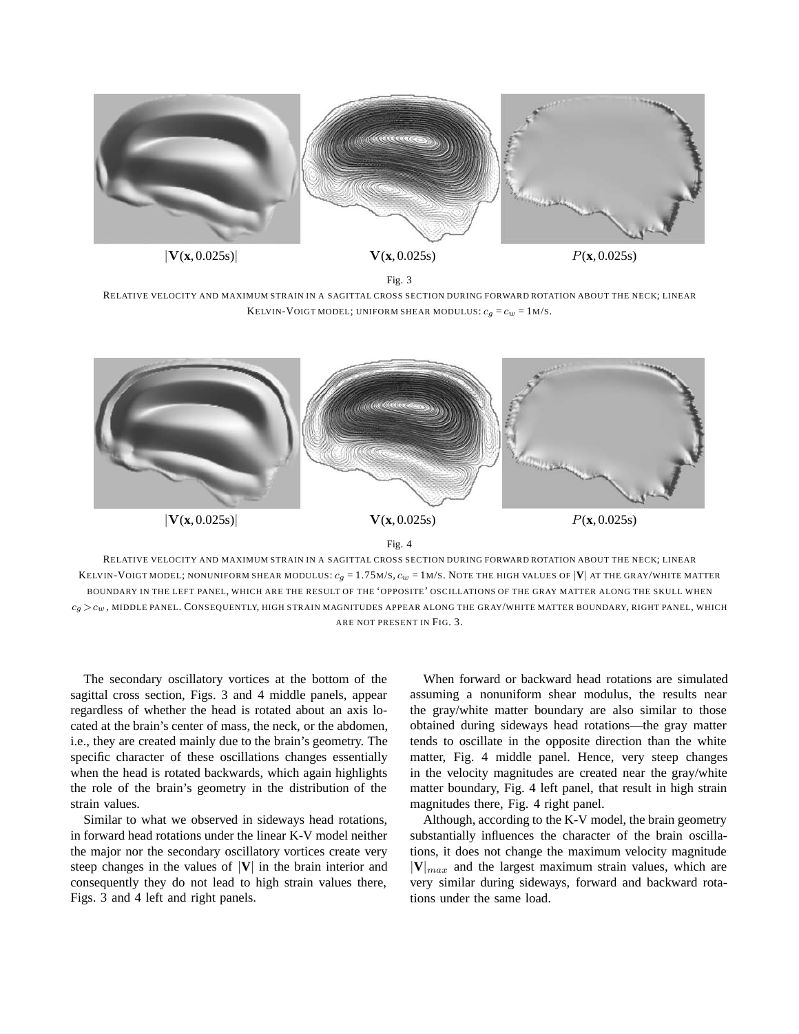$|\mathbf{V}(\mathbf{x}, 0.025\text{s})|$ $\mathbf{V}(\mathbf{x}, 0.025\text{s})$ $P(\mathbf{x}, 0.025\text{s})$

Fig. 3

RELATIVE VELOCITY AND MAXIMUM STRAIN IN A SAGITTAL CROSS SECTION DURING FORWARD ROTATION ABOUT THE NECK; LINEAR KELVIN-VOIGT MODEL; UNIFORM SHEAR MODULUS: $c_g = c_w = 1$M/S.

$|\mathbf{V}(\mathbf{x}, 0.025\text{s})|$ $\mathbf{V}(\mathbf{x}, 0.025\text{s})$ $P(\mathbf{x}, 0.025\text{s})$

Fig. 4

RELATIVE VELOCITY AND MAXIMUM STRAIN IN A SAGITTAL CROSS SECTION DURING FORWARD ROTATION ABOUT THE NECK; LINEAR KELVIN-VOIGT MODEL; NONUNIFORM SHEAR MODULUS: $c_g = 1.75$M/S, $c_w = 1$M/S. NOTE THE HIGH VALUES OF $|\mathbf{V}|$ AT THE GRAY/WHITE MATTER BOUNDARY IN THE LEFT PANEL, WHICH ARE THE RESULT OF THE 'OPPOSITE' OSCILLATIONS OF THE GRAY MATTER ALONG THE SKULL WHEN $c_g > c_w$, MIDDLE PANEL. CONSEQUENTLY, HIGH STRAIN MAGNITUDES APPEAR ALONG THE GRAY/WHITE MATTER BOUNDARY, RIGHT PANEL, WHICH ARE NOT PRESENT IN FIG. 3.

The secondary oscillatory vortices at the bottom of the sagittal cross section, Figs. 3 and 4 middle panels, appear regardless of whether the head is rotated about an axis located at the brain's center of mass, the neck, or the abdomen, i.e., they are created mainly due to the brain's geometry. The specific character of these oscillations changes essentially when the head is rotated backwards, which again highlights the role of the brain's geometry in the distribution of the strain values.

Similar to what we observed in sideways head rotations, in forward head rotations under the linear K-V model neither the major nor the secondary oscillatory vortices create very steep changes in the values of $|\mathbf{V}|$ in the brain interior and consequently they do not lead to high strain values there, Figs. 3 and 4 left and right panels.

When forward or backward head rotations are simulated assuming a nonuniform shear modulus, the results near the gray/white matter boundary are also similar to those obtained during sideways head rotations—the gray matter tends to oscillate in the opposite direction than the white matter, Fig. 4 middle panel. Hence, very steep changes in the velocity magnitudes are created near the gray/white matter boundary, Fig. 4 left panel, that result in high strain magnitudes there, Fig. 4 right panel.

Although, according to the K-V model, the brain geometry substantially influences the character of the brain oscillations, it does not change the maximum velocity magnitude $|\mathbf{V}|_{max}$ and the largest maximum strain values, which are very similar during sideways, forward and backward rotations under the same load.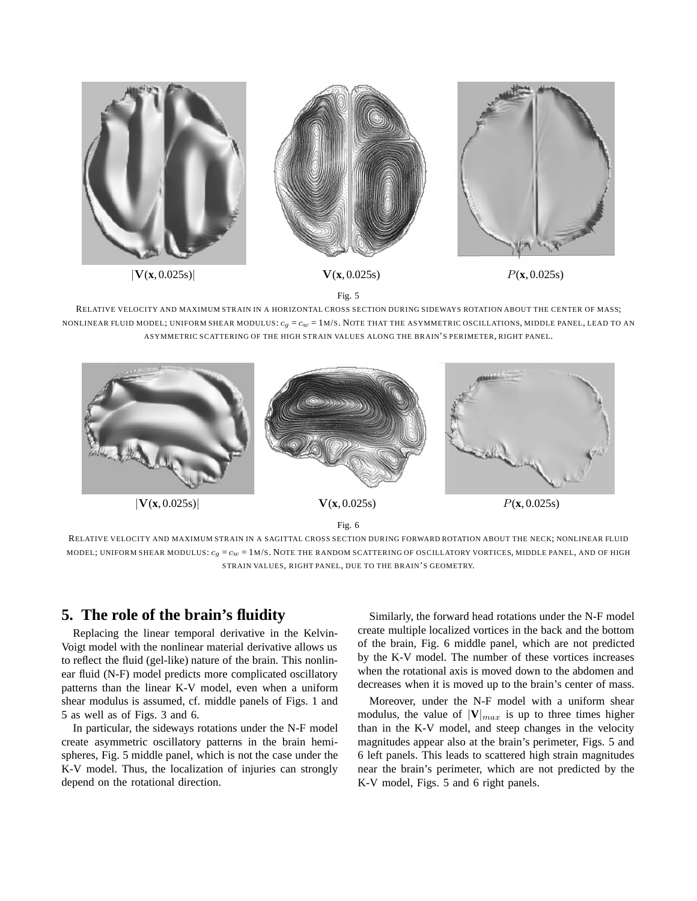$|\mathbf{V}(\mathbf{x}, 0.025\text{s})|$ $\mathbf{V}(\mathbf{x}, 0.025\text{s})$ $P(\mathbf{x}, 0.025\text{s})$

Fig. 5

RELATIVE VELOCITY AND MAXIMUM STRAIN IN A HORIZONTAL CROSS SECTION DURING SIDEWAYS ROTATION ABOUT THE CENTER OF MASS; NONLINEAR FLUID MODEL; UNIFORM SHEAR MODULUS: $c_g = c_w$ = 1M/S. NOTE THAT THE ASYMMETRIC OSCILLATIONS, MIDDLE PANEL, LEAD TO AN ASYMMETRIC SCATTERING OF THE HIGH STRAIN VALUES ALONG THE BRAIN'S PERIMETER, RIGHT PANEL.

$|\mathbf{V}(\mathbf{x}, 0.025\text{s})|$ $\mathbf{V}(\mathbf{x}, 0.025\text{s})$ $P(\mathbf{x}, 0.025\text{s})$

Fig. 6

RELATIVE VELOCITY AND MAXIMUM STRAIN IN A SAGITTAL CROSS SECTION DURING FORWARD ROTATION ABOUT THE NECK; NONLINEAR FLUID MODEL; UNIFORM SHEAR MODULUS: $c_g = c_w$ = 1M/S. NOTE THE RANDOM SCATTERING OF OSCILLATORY VORTICES, MIDDLE PANEL, AND OF HIGH STRAIN VALUES, RIGHT PANEL, DUE TO THE BRAIN'S GEOMETRY.

## 5. The role of the brain's fluidity

Replacing the linear temporal derivative in the Kelvin-Voigt model with the nonlinear material derivative allows us to reflect the fluid (gel-like) nature of the brain. This nonlinear fluid (N-F) model predicts more complicated oscillatory patterns than the linear K-V model, even when a uniform shear modulus is assumed, cf. middle panels of Figs. 1 and 5 as well as of Figs. 3 and 6.

In particular, the sideways rotations under the N-F model create asymmetric oscillatory patterns in the brain hemispheres, Fig. 5 middle panel, which is not the case under the K-V model. Thus, the localization of injuries can strongly depend on the rotational direction.

Similarly, the forward head rotations under the N-F model create multiple localized vortices in the back and the bottom of the brain, Fig. 6 middle panel, which are not predicted by the K-V model. The number of these vortices increases when the rotational axis is moved down to the abdomen and decreases when it is moved up to the brain's center of mass.

Moreover, under the N-F model with a uniform shear modulus, the value of $|\mathbf{V}|_{max}$ is up to three times higher than in the K-V model, and steep changes in the velocity magnitudes appear also at the brain's perimeter, Figs. 5 and 6 left panels. This leads to scattered high strain magnitudes near the brain's perimeter, which are not predicted by the K-V model, Figs. 5 and 6 right panels.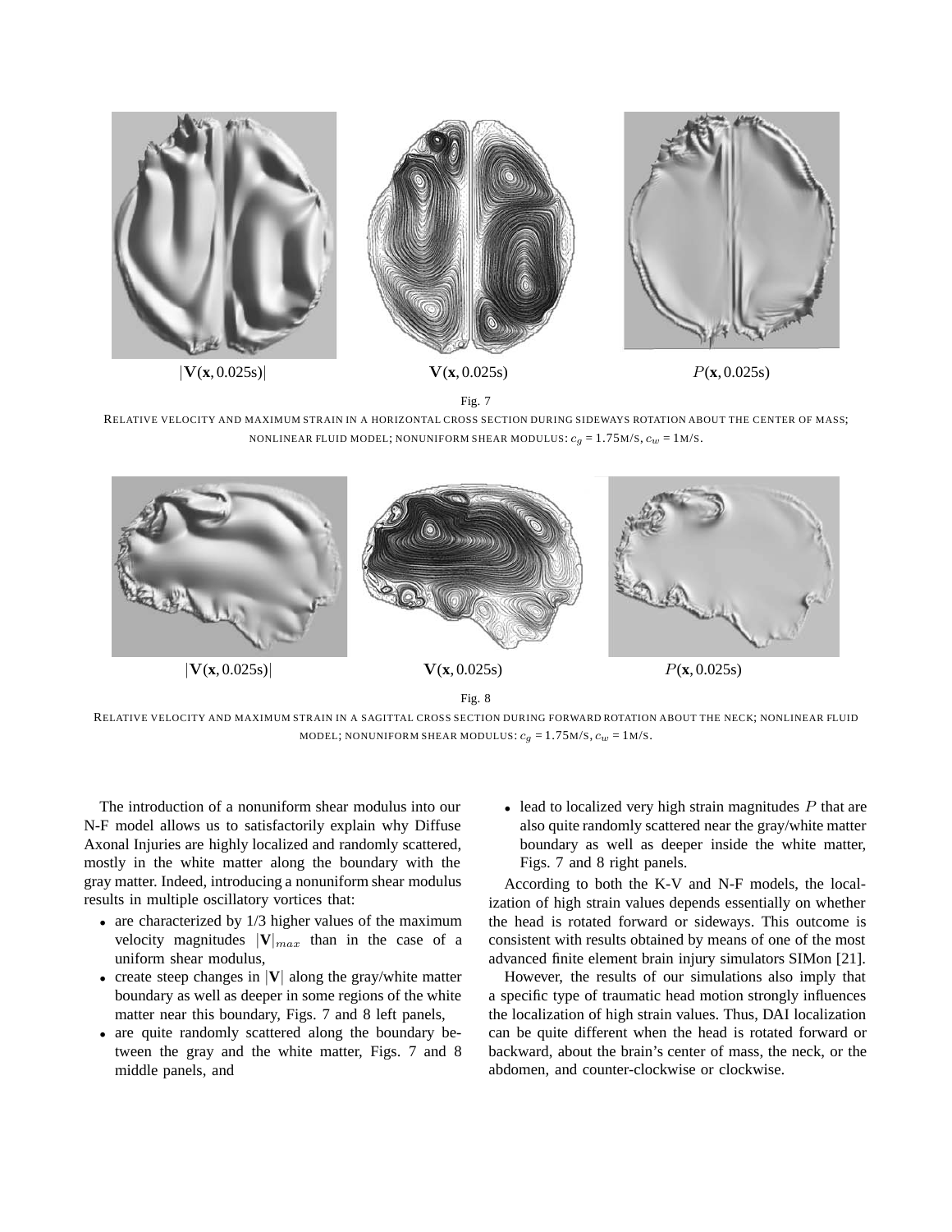$|\mathbf{V}(\mathbf{x}, 0.025\text{s})|$ $\mathbf{V}(\mathbf{x}, 0.025\text{s})$ $P(\mathbf{x}, 0.025\text{s})$

Fig. 7

RELATIVE VELOCITY AND MAXIMUM STRAIN IN A HORIZONTAL CROSS SECTION DURING SIDEWAYS ROTATION ABOUT THE CENTER OF MASS; NONLINEAR FLUID MODEL; NONUNIFORM SHEAR MODULUS: $c_g = 1.75$M/S, $c_w = 1$M/S.

$|\mathbf{V}(\mathbf{x}, 0.025\text{s})|$ $\mathbf{V}(\mathbf{x}, 0.025\text{s})$ $P(\mathbf{x}, 0.025\text{s})$

Fig. 8

RELATIVE VELOCITY AND MAXIMUM STRAIN IN A SAGITTAL CROSS SECTION DURING FORWARD ROTATION ABOUT THE NECK; NONLINEAR FLUID MODEL; NONUNIFORM SHEAR MODULUS: $c_g = 1.75$M/S, $c_w = 1$M/S.

The introduction of a nonuniform shear modulus into our N-F model allows us to satisfactorily explain why Diffuse Axonal Injuries are highly localized and randomly scattered, mostly in the white matter along the boundary with the gray matter. Indeed, introducing a nonuniform shear modulus results in multiple oscillatory vortices that:

- are characterized by 1/3 higher values of the maximum velocity magnitudes $|\mathbf{V}|_{max}$ than in the case of a uniform shear modulus,
- create steep changes in $|\mathbf{V}|$ along the gray/white matter boundary as well as deeper in some regions of the white matter near this boundary, Figs. 7 and 8 left panels,
- are quite randomly scattered along the boundary between the gray and the white matter, Figs. 7 and 8 middle panels, and
- lead to localized very high strain magnitudes $P$ that are also quite randomly scattered near the gray/white matter boundary as well as deeper inside the white matter, Figs. 7 and 8 right panels.

According to both the K-V and N-F models, the localization of high strain values depends essentially on whether the head is rotated forward or sideways. This outcome is consistent with results obtained by means of one of the most advanced finite element brain injury simulators SIMon [21].

However, the results of our simulations also imply that a specific type of traumatic head motion strongly influences the localization of high strain values. Thus, DAI localization can be quite different when the head is rotated forward or backward, about the brain's center of mass, the neck, or the abdomen, and counter-clockwise or clockwise.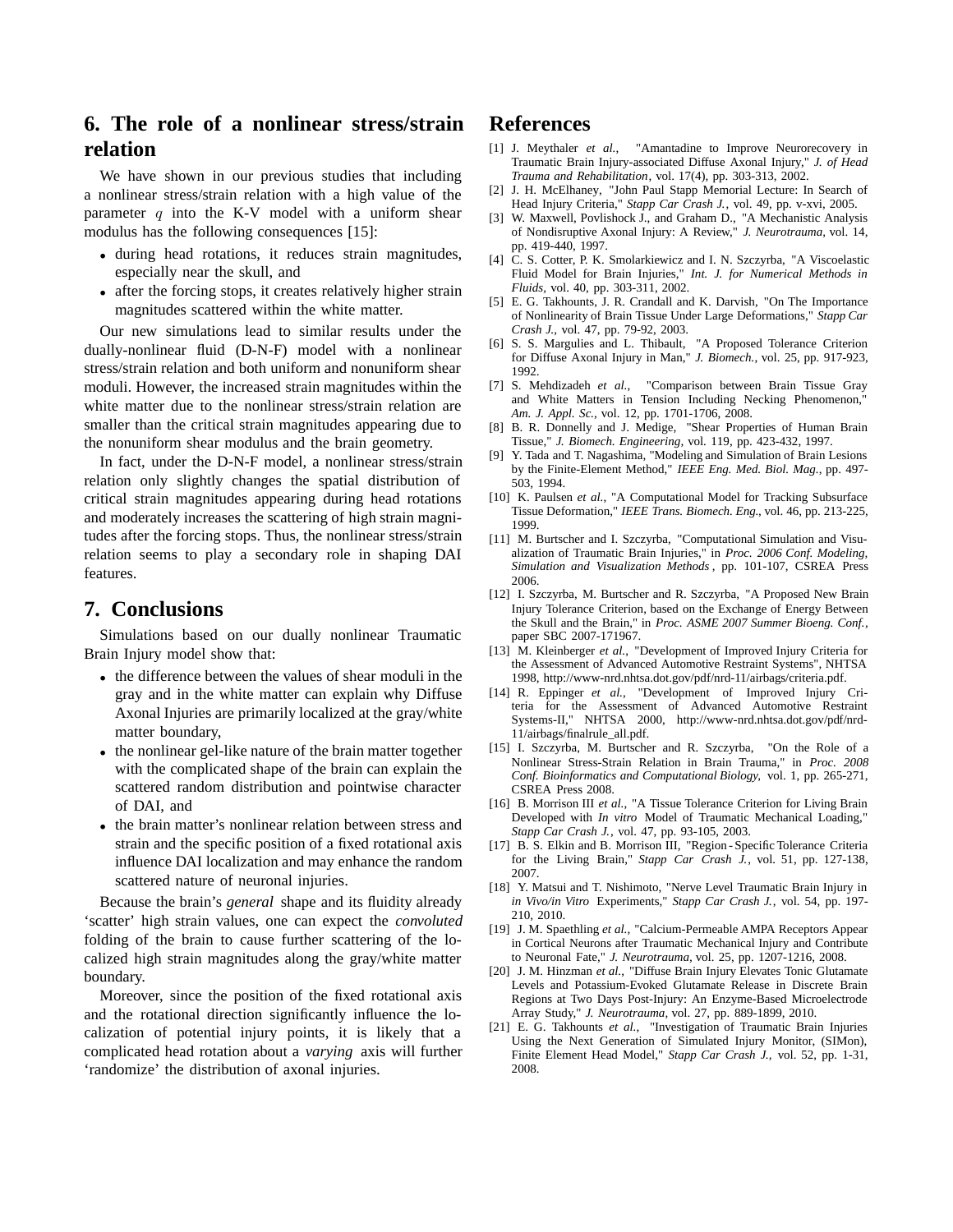## 6. The role of a nonlinear stress/strain relation

We have shown in our previous studies that including a nonlinear stress/strain relation with a high value of the parameter $q$ into the K-V model with a uniform shear modulus has the following consequences [15]:

- during head rotations, it reduces strain magnitudes, especially near the skull, and
- after the forcing stops, it creates relatively higher strain magnitudes scattered within the white matter.

Our new simulations lead to similar results under the dually-nonlinear fluid (D-N-F) model with a nonlinear stress/strain relation and both uniform and nonuniform shear moduli. However, the increased strain magnitudes within the white matter due to the nonlinear stress/strain relation are smaller than the critical strain magnitudes appearing due to the nonuniform shear modulus and the brain geometry.

In fact, under the D-N-F model, a nonlinear stress/strain relation only slightly changes the spatial distribution of critical strain magnitudes appearing during head rotations and moderately increases the scattering of high strain magnitudes after the forcing stops. Thus, the nonlinear stress/strain relation seems to play a secondary role in shaping DAI features.

## 7. Conclusions

Simulations based on our dually nonlinear Traumatic Brain Injury model show that:

- the difference between the values of shear moduli in the gray and in the white matter can explain why Diffuse Axonal Injuries are primarily localized at the gray/white matter boundary,
- the nonlinear gel-like nature of the brain matter together with the complicated shape of the brain can explain the scattered random distribution and pointwise character of DAI, and
- the brain matter's nonlinear relation between stress and strain and the specific position of a fixed rotational axis influence DAI localization and may enhance the random scattered nature of neuronal injuries.

Because the brain's *general* shape and its fluidity already 'scatter' high strain values, one can expect the *convoluted* folding of the brain to cause further scattering of the localized high strain magnitudes along the gray/white matter boundary.

Moreover, since the position of the fixed rotational axis and the rotational direction significantly influence the localization of potential injury points, it is likely that a complicated head rotation about a *varying* axis will further 'randomize' the distribution of axonal injuries.

## References

[1] J. Meythaler *et al.*, "Amantadine to Improve Neurorecovery in Traumatic Brain Injury-associated Diffuse Axonal Injury," *J. of Head Trauma and Rehabilitation*, vol. 17(4), pp. 303-313, 2002.

[2] J. H. McElhaney, "John Paul Stapp Memorial Lecture: In Search of Head Injury Criteria," *Stapp Car Crash J.*, vol. 49, pp. v-xvi, 2005.

[3] W. Maxwell, Povlishock J., and Graham D., "A Mechanistic Analysis of Nondisruptive Axonal Injury: A Review," *J. Neurotrauma*, vol. 14, pp. 419-440, 1997.

[4] C. S. Cotter, P. K. Smolarkiewicz and I. N. Szczyrba, "A Viscoelastic Fluid Model for Brain Injuries," *Int. J. for Numerical Methods in Fluids*, vol. 40, pp. 303-311, 2002.

[5] E. G. Takhounts, J. R. Crandall and K. Darvish, "On The Importance of Nonlinearity of Brain Tissue Under Large Deformations," *Stapp Car Crash J.*, vol. 47, pp. 79-92, 2003.

[6] S. S. Margulies and L. Thibault, "A Proposed Tolerance Criterion for Diffuse Axonal Injury in Man," *J. Biomech.*, vol. 25, pp. 917-923, 1992.

[7] S. Mehdizadeh *et al.*, "Comparison between Brain Tissue Gray and White Matters in Tension Including Necking Phenomenon," *Am. J. Appl. Sc.*, vol. 12, pp. 1701-1706, 2008.

[8] B. R. Donnelly and J. Medige, "Shear Properties of Human Brain Tissue," *J. Biomech. Engineering*, vol. 119, pp. 423-432, 1997.

[9] Y. Tada and T. Nagashima, "Modeling and Simulation of Brain Lesions by the Finite-Element Method," *IEEE Eng. Med. Biol. Mag.*, pp. 497-503, 1994.

[10] K. Paulsen *et al.*, "A Computational Model for Tracking Subsurface Tissue Deformation," *IEEE Trans. Biomech. Eng.*, vol. 46, pp. 213-225, 1999.

[11] M. Burtscher and I. Szczyrba, "Computational Simulation and Visualization of Traumatic Brain Injuries," in *Proc. 2006 Conf. Modeling, Simulation and Visualization Methods*, pp. 101-107, CSREA Press 2006.

[12] I. Szczyrba, M. Burtscher and R. Szczyrba, "A Proposed New Brain Injury Tolerance Criterion, based on the Exchange of Energy Between the Skull and the Brain," in *Proc. ASME 2007 Summer Bioeng. Conf.*, paper SBC 2007-171967.

[13] M. Kleinberger *et al.*, "Development of Improved Injury Criteria for the Assessment of Advanced Automotive Restraint Systems", NHTSA 1998, http://www-nrd.nhtsa.dot.gov/pdf/nrd-11/airbags/criteria.pdf.

[14] R. Eppinger *et al.*, "Development of Improved Injury Criteria for the Assessment of Advanced Automotive Restraint Systems-II," NHTSA 2000, http://www-nrd.nhtsa.dot.gov/pdf/nrd-11/airbags/finalrule_all.pdf.

[15] I. Szczyrba, M. Burtscher and R. Szczyrba, "On the Role of a Nonlinear Stress-Strain Relation in Brain Trauma," in *Proc. 2008 Conf. Bioinformatics and Computational Biology*, vol. 1, pp. 265-271, CSREA Press 2008.

[16] B. Morrison III *et al.*, "A Tissue Tolerance Criterion for Living Brain Developed with *In vitro* Model of Traumatic Mechanical Loading," *Stapp Car Crash J.*, vol. 47, pp. 93-105, 2003.

[17] B. S. Elkin and B. Morrison III, "Region - Specific Tolerance Criteria for the Living Brain," *Stapp Car Crash J.*, vol. 51, pp. 127-138, 2007.

[18] Y. Matsui and T. Nishimoto, "Nerve Level Traumatic Brain Injury in *in Vivo/in Vitro* Experiments," *Stapp Car Crash J.*, vol. 54, pp. 197-210, 2010.

[19] J. M. Spaethling *et al.*, "Calcium-Permeable AMPA Receptors Appear in Cortical Neurons after Traumatic Mechanical Injury and Contribute to Neuronal Fate," *J. Neurotrauma*, vol. 25, pp. 1207-1216, 2008.

[20] J. M. Hinzman *et al.*, "Diffuse Brain Injury Elevates Tonic Glutamate Levels and Potassium-Evoked Glutamate Release in Discrete Brain Regions at Two Days Post-Injury: An Enzyme-Based Microelectrode Array Study," *J. Neurotrauma*, vol. 27, pp. 889-1899, 2010.

[21] E. G. Takhounts *et al.*, "Investigation of Traumatic Brain Injuries Using the Next Generation of Simulated Injury Monitor, (SIMon), Finite Element Head Model," *Stapp Car Crash J.*, vol. 52, pp. 1-31, 2008.